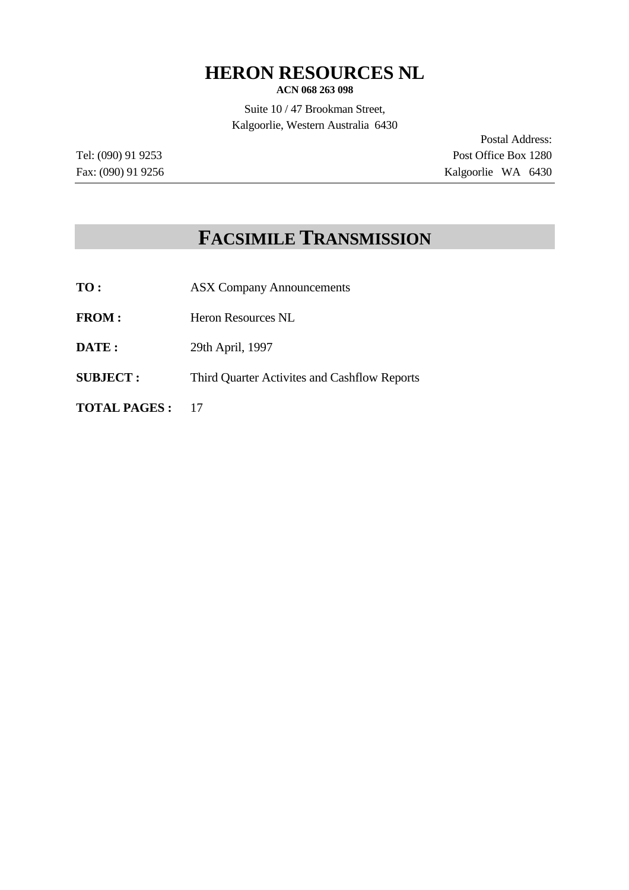# HERON RESOURCES NL

**ACN 068 263 098**

Suite 10 / 47 Brookman Street,
Kalgoorlie, Western Australia 6430

Postal Address:
Post Office Box 1280
Kalgoorlie WA 6430

Tel: (090) 91 9253
Fax: (090) 91 9256

## FACSIMILE TRANSMISSION

**TO :** ASX Company Announcements

**FROM :** Heron Resources NL

**DATE :** 29th April, 1997

**SUBJECT :** Third Quarter Activites and Cashflow Reports

**TOTAL PAGES :** 17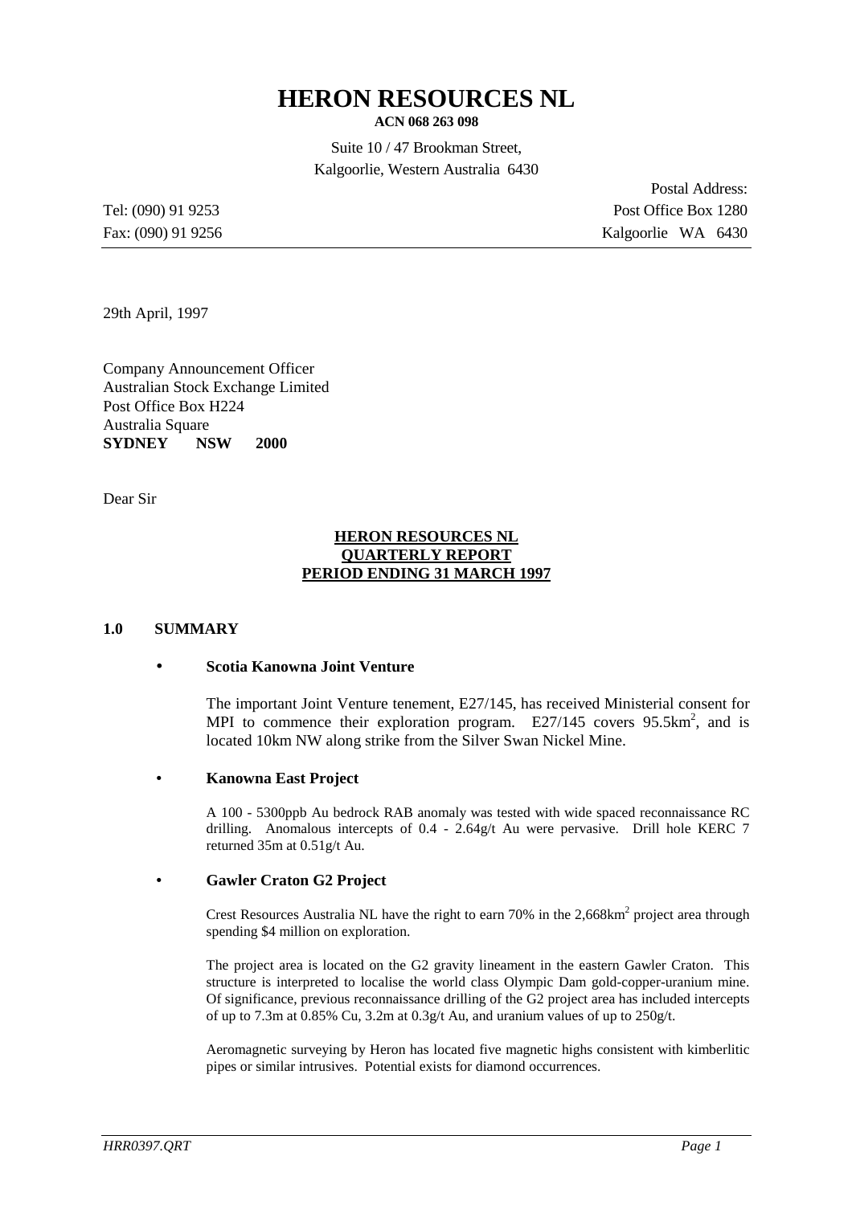# HERON RESOURCES NL

**ACN 068 263 098**

Suite 10 / 47 Brookman Street,
Kalgoorlie, Western Australia 6430

Tel: (090) 91 9253
Fax: (090) 91 9256

Postal Address:
Post Office Box 1280
Kalgoorlie WA 6430

29th April, 1997

Company Announcement Officer
Australian Stock Exchange Limited
Post Office Box H224
Australia Square
**SYDNEY NSW 2000**

Dear Sir

**HERON RESOURCES NL**
**QUARTERLY REPORT**
**PERIOD ENDING 31 MARCH 1997**

## 1.0 SUMMARY

- **Scotia Kanowna Joint Venture**

  The important Joint Venture tenement, E27/145, has received Ministerial consent for MPI to commence their exploration program. E27/145 covers 95.5km$^2$, and is located 10km NW along strike from the Silver Swan Nickel Mine.

- **Kanowna East Project**

  A 100 - 5300ppb Au bedrock RAB anomaly was tested with wide spaced reconnaissance RC drilling. Anomalous intercepts of 0.4 - 2.64g/t Au were pervasive. Drill hole KERC 7 returned 35m at 0.51g/t Au.

- **Gawler Craton G2 Project**

  Crest Resources Australia NL have the right to earn 70% in the 2,668km$^2$ project area through spending $4 million on exploration.

  The project area is located on the G2 gravity lineament in the eastern Gawler Craton. This structure is interpreted to localise the world class Olympic Dam gold-copper-uranium mine. Of significance, previous reconnaissance drilling of the G2 project area has included intercepts of up to 7.3m at 0.85% Cu, 3.2m at 0.3g/t Au, and uranium values of up to 250g/t.

  Aeromagnetic surveying by Heron has located five magnetic highs consistent with kimberlitic pipes or similar intrusives. Potential exists for diamond occurrences.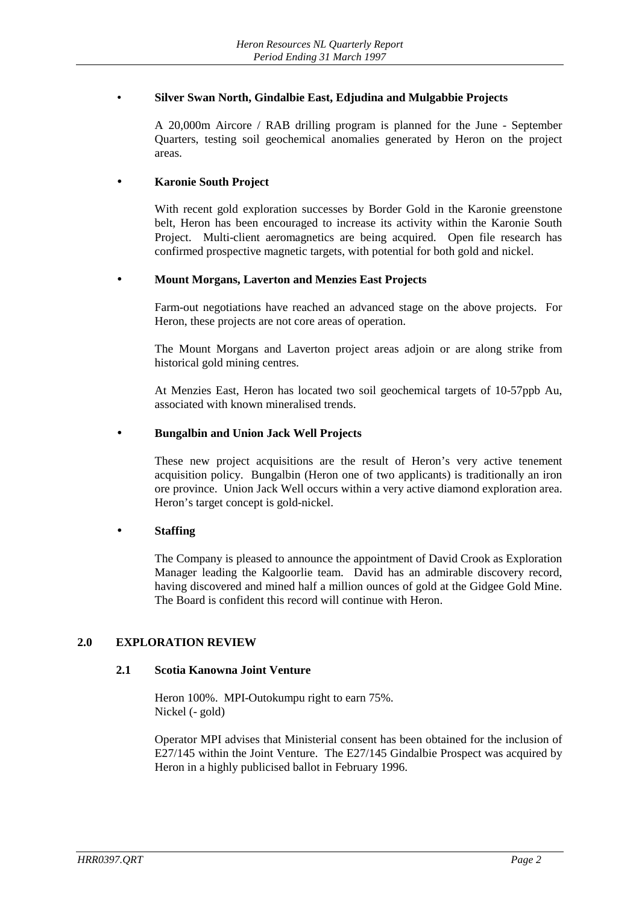- **Silver Swan North, Gindalbie East, Edjudina and Mulgabbie Projects**

  A 20,000m Aircore / RAB drilling program is planned for the June - September Quarters, testing soil geochemical anomalies generated by Heron on the project areas.

- **Karonie South Project**

  With recent gold exploration successes by Border Gold in the Karonie greenstone belt, Heron has been encouraged to increase its activity within the Karonie South Project. Multi-client aeromagnetics are being acquired. Open file research has confirmed prospective magnetic targets, with potential for both gold and nickel.

- **Mount Morgans, Laverton and Menzies East Projects**

  Farm-out negotiations have reached an advanced stage on the above projects. For Heron, these projects are not core areas of operation.

  The Mount Morgans and Laverton project areas adjoin or are along strike from historical gold mining centres.

  At Menzies East, Heron has located two soil geochemical targets of 10-57ppb Au, associated with known mineralised trends.

- **Bungalbin and Union Jack Well Projects**

  These new project acquisitions are the result of Heron's very active tenement acquisition policy. Bungalbin (Heron one of two applicants) is traditionally an iron ore province. Union Jack Well occurs within a very active diamond exploration area. Heron's target concept is gold-nickel.

- **Staffing**

  The Company is pleased to announce the appointment of David Crook as Exploration Manager leading the Kalgoorlie team. David has an admirable discovery record, having discovered and mined half a million ounces of gold at the Gidgee Gold Mine. The Board is confident this record will continue with Heron.

## 2.0 EXPLORATION REVIEW

### 2.1 Scotia Kanowna Joint Venture

Heron 100%. MPI-Outokumpu right to earn 75%.
Nickel (- gold)

Operator MPI advises that Ministerial consent has been obtained for the inclusion of E27/145 within the Joint Venture. The E27/145 Gindalbie Prospect was acquired by Heron in a highly publicised ballot in February 1996.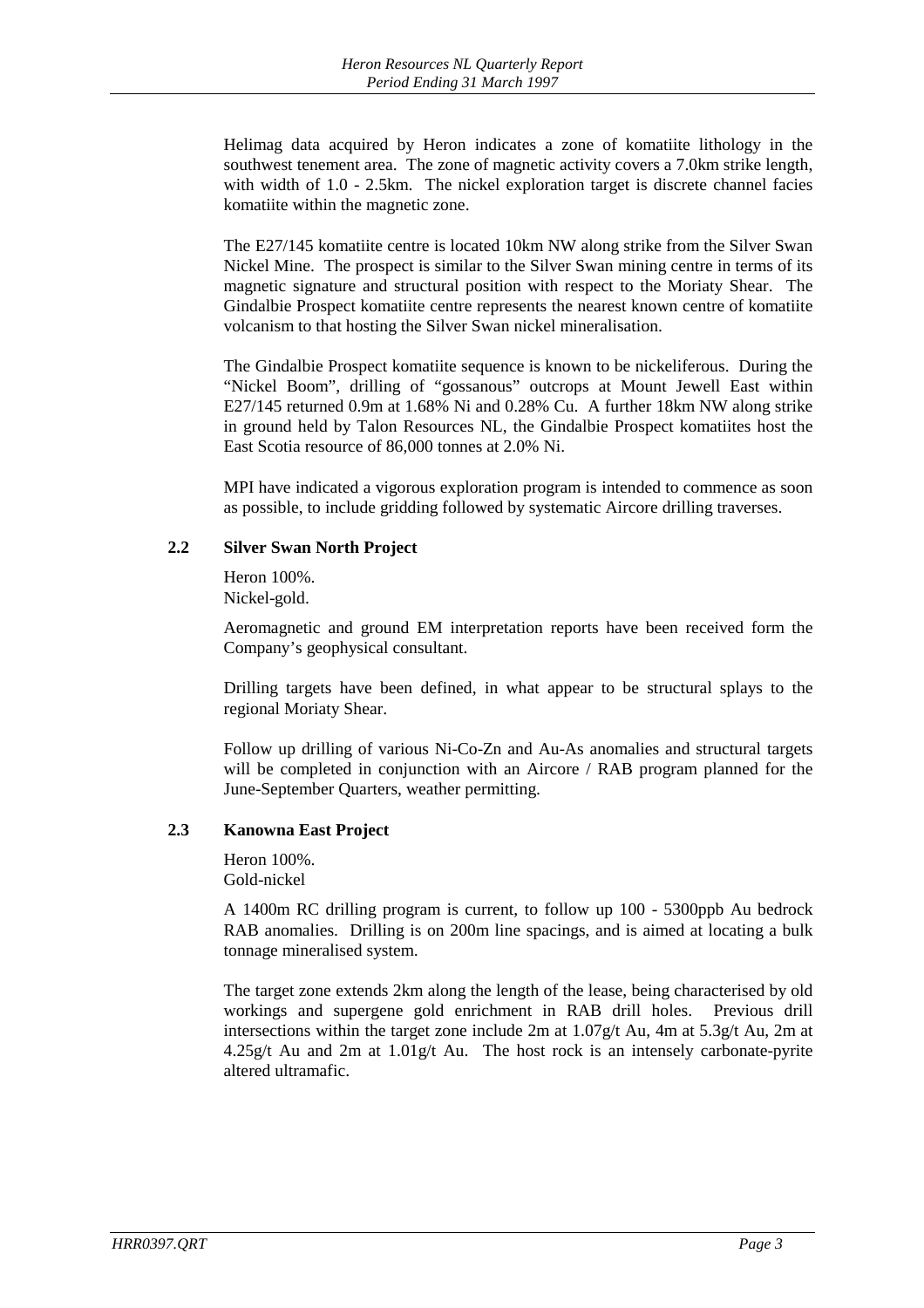Helimag data acquired by Heron indicates a zone of komatiite lithology in the southwest tenement area. The zone of magnetic activity covers a 7.0km strike length, with width of 1.0 - 2.5km. The nickel exploration target is discrete channel facies komatiite within the magnetic zone.

The E27/145 komatiite centre is located 10km NW along strike from the Silver Swan Nickel Mine. The prospect is similar to the Silver Swan mining centre in terms of its magnetic signature and structural position with respect to the Moriaty Shear. The Gindalbie Prospect komatiite centre represents the nearest known centre of komatiite volcanism to that hosting the Silver Swan nickel mineralisation.

The Gindalbie Prospect komatiite sequence is known to be nickeliferous. During the "Nickel Boom", drilling of "gossanous" outcrops at Mount Jewell East within E27/145 returned 0.9m at 1.68% Ni and 0.28% Cu. A further 18km NW along strike in ground held by Talon Resources NL, the Gindalbie Prospect komatiites host the East Scotia resource of 86,000 tonnes at 2.0% Ni.

MPI have indicated a vigorous exploration program is intended to commence as soon as possible, to include gridding followed by systematic Aircore drilling traverses.

### 2.2 Silver Swan North Project

Heron 100%.
Nickel-gold.

Aeromagnetic and ground EM interpretation reports have been received form the Company's geophysical consultant.

Drilling targets have been defined, in what appear to be structural splays to the regional Moriaty Shear.

Follow up drilling of various Ni-Co-Zn and Au-As anomalies and structural targets will be completed in conjunction with an Aircore / RAB program planned for the June-September Quarters, weather permitting.

### 2.3 Kanowna East Project

Heron 100%.
Gold-nickel

A 1400m RC drilling program is current, to follow up 100 - 5300ppb Au bedrock RAB anomalies. Drilling is on 200m line spacings, and is aimed at locating a bulk tonnage mineralised system.

The target zone extends 2km along the length of the lease, being characterised by old workings and supergene gold enrichment in RAB drill holes. Previous drill intersections within the target zone include 2m at 1.07g/t Au, 4m at 5.3g/t Au, 2m at 4.25g/t Au and 2m at 1.01g/t Au. The host rock is an intensely carbonate-pyrite altered ultramafic.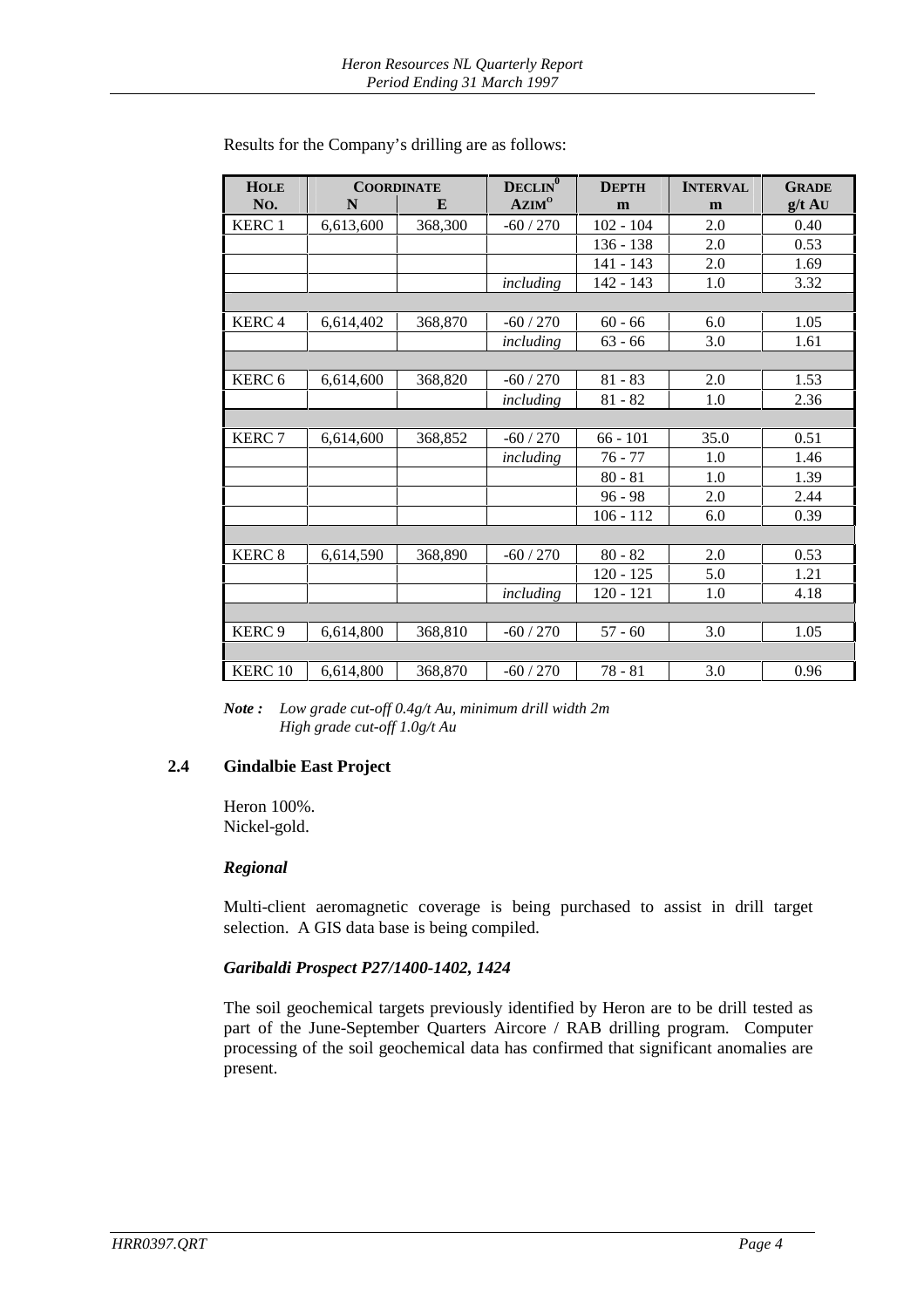Results for the Company's drilling are as follows:

| HOLE NO. | COORDINATE N | COORDINATE E | DECLIN$^{0}$ AZIM$^{o}$ | DEPTH m | INTERVAL m | GRADE g/t AU |
|---|---|---|---|---|---|---|
| KERC 1 | 6,613,600 | 368,300 | -60 / 270 | 102 - 104 | 2.0 | 0.40 |
| | | | | 136 - 138 | 2.0 | 0.53 |
| | | | | 141 - 143 | 2.0 | 1.69 |
| | | | *including* | 142 - 143 | 1.0 | 3.32 |
| | | | | | | |
| KERC 4 | 6,614,402 | 368,870 | -60 / 270 | 60 - 66 | 6.0 | 1.05 |
| | | | *including* | 63 - 66 | 3.0 | 1.61 |
| | | | | | | |
| KERC 6 | 6,614,600 | 368,820 | -60 / 270 | 81 - 83 | 2.0 | 1.53 |
| | | | *including* | 81 - 82 | 1.0 | 2.36 |
| | | | | | | |
| KERC 7 | 6,614,600 | 368,852 | -60 / 270 | 66 - 101 | 35.0 | 0.51 |
| | | | *including* | 76 - 77 | 1.0 | 1.46 |
| | | | | 80 - 81 | 1.0 | 1.39 |
| | | | | 96 - 98 | 2.0 | 2.44 |
| | | | | 106 - 112 | 6.0 | 0.39 |
| | | | | | | |
| KERC 8 | 6,614,590 | 368,890 | -60 / 270 | 80 - 82 | 2.0 | 0.53 |
| | | | | 120 - 125 | 5.0 | 1.21 |
| | | | *including* | 120 - 121 | 1.0 | 4.18 |
| | | | | | | |
| KERC 9 | 6,614,800 | 368,810 | -60 / 270 | 57 - 60 | 3.0 | 1.05 |
| | | | | | | |
| KERC 10 | 6,614,800 | 368,870 | -60 / 270 | 78 - 81 | 3.0 | 0.96 |

***Note :*** *Low grade cut-off 0.4g/t Au, minimum drill width 2m*
*High grade cut-off 1.0g/t Au*

### 2.4 Gindalbie East Project

Heron 100%.
Nickel-gold.

#### *Regional*

Multi-client aeromagnetic coverage is being purchased to assist in drill target selection. A GIS data base is being compiled.

#### *Garibaldi Prospect P27/1400-1402, 1424*

The soil geochemical targets previously identified by Heron are to be drill tested as part of the June-September Quarters Aircore / RAB drilling program. Computer processing of the soil geochemical data has confirmed that significant anomalies are present.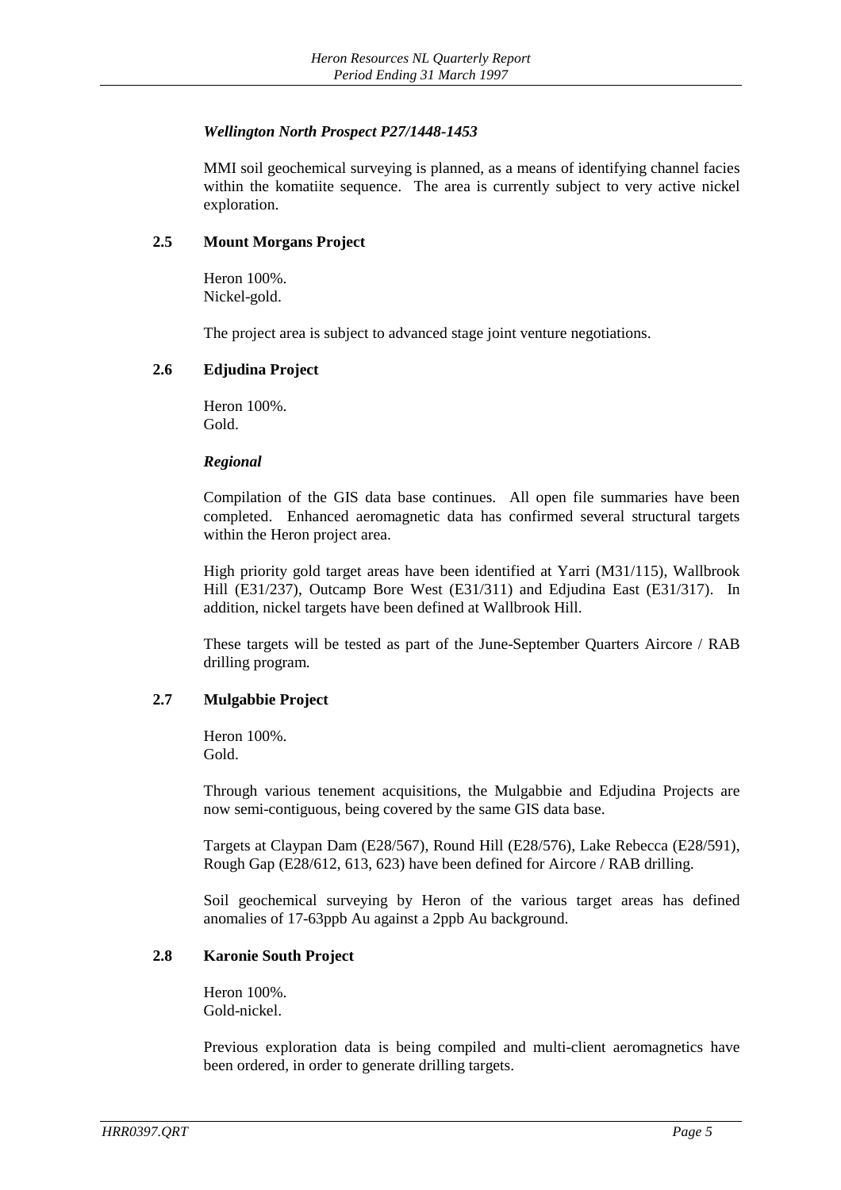### *Wellington North Prospect P27/1448-1453*

MMI soil geochemical surveying is planned, as a means of identifying channel facies within the komatiite sequence. The area is currently subject to very active nickel exploration.

### 2.5 Mount Morgans Project

Heron 100%.
Nickel-gold.

The project area is subject to advanced stage joint venture negotiations.

### 2.6 Edjudina Project

Heron 100%.
Gold.

#### *Regional*

Compilation of the GIS data base continues. All open file summaries have been completed. Enhanced aeromagnetic data has confirmed several structural targets within the Heron project area.

High priority gold target areas have been identified at Yarri (M31/115), Wallbrook Hill (E31/237), Outcamp Bore West (E31/311) and Edjudina East (E31/317). In addition, nickel targets have been defined at Wallbrook Hill.

These targets will be tested as part of the June-September Quarters Aircore / RAB drilling program.

### 2.7 Mulgabbie Project

Heron 100%.
Gold.

Through various tenement acquisitions, the Mulgabbie and Edjudina Projects are now semi-contiguous, being covered by the same GIS data base.

Targets at Claypan Dam (E28/567), Round Hill (E28/576), Lake Rebecca (E28/591), Rough Gap (E28/612, 613, 623) have been defined for Aircore / RAB drilling.

Soil geochemical surveying by Heron of the various target areas has defined anomalies of 17-63ppb Au against a 2ppb Au background.

### 2.8 Karonie South Project

Heron 100%.
Gold-nickel.

Previous exploration data is being compiled and multi-client aeromagnetics have been ordered, in order to generate drilling targets.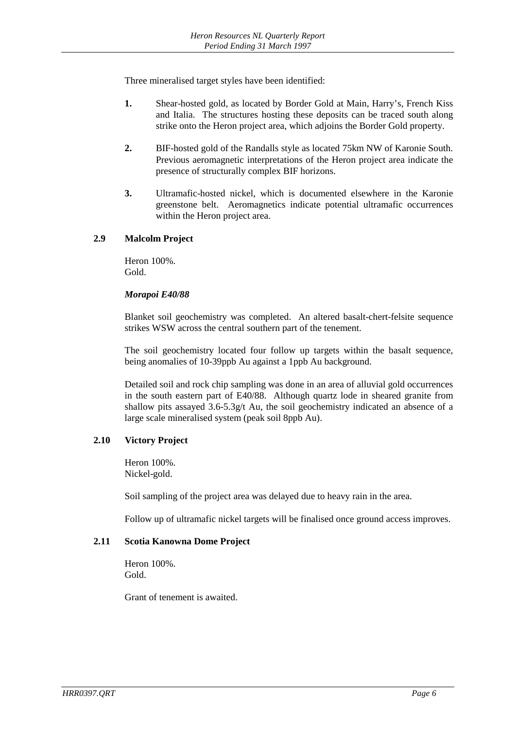Three mineralised target styles have been identified:

1. Shear-hosted gold, as located by Border Gold at Main, Harry's, French Kiss and Italia. The structures hosting these deposits can be traced south along strike onto the Heron project area, which adjoins the Border Gold property.

2. BIF-hosted gold of the Randalls style as located 75km NW of Karonie South. Previous aeromagnetic interpretations of the Heron project area indicate the presence of structurally complex BIF horizons.

3. Ultramafic-hosted nickel, which is documented elsewhere in the Karonie greenstone belt. Aeromagnetics indicate potential ultramafic occurrences within the Heron project area.

### 2.9 Malcolm Project

Heron 100%.
Gold.

***Morapoi E40/88***

Blanket soil geochemistry was completed. An altered basalt-chert-felsite sequence strikes WSW across the central southern part of the tenement.

The soil geochemistry located four follow up targets within the basalt sequence, being anomalies of 10-39ppb Au against a 1ppb Au background.

Detailed soil and rock chip sampling was done in an area of alluvial gold occurrences in the south eastern part of E40/88. Although quartz lode in sheared granite from shallow pits assayed 3.6-5.3g/t Au, the soil geochemistry indicated an absence of a large scale mineralised system (peak soil 8ppb Au).

### 2.10 Victory Project

Heron 100%.
Nickel-gold.

Soil sampling of the project area was delayed due to heavy rain in the area.

Follow up of ultramafic nickel targets will be finalised once ground access improves.

### 2.11 Scotia Kanowna Dome Project

Heron 100%.
Gold.

Grant of tenement is awaited.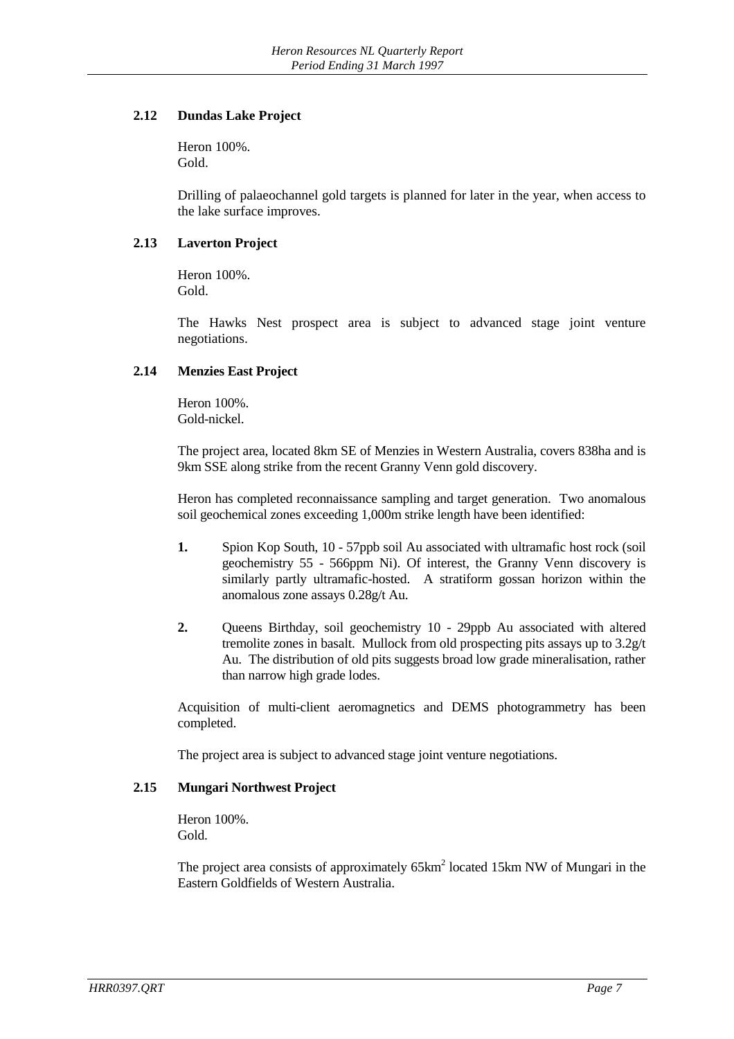### 2.12 Dundas Lake Project

Heron 100%.
Gold.

Drilling of palaeochannel gold targets is planned for later in the year, when access to the lake surface improves.

### 2.13 Laverton Project

Heron 100%.
Gold.

The Hawks Nest prospect area is subject to advanced stage joint venture negotiations.

### 2.14 Menzies East Project

Heron 100%.
Gold-nickel.

The project area, located 8km SE of Menzies in Western Australia, covers 838ha and is 9km SSE along strike from the recent Granny Venn gold discovery.

Heron has completed reconnaissance sampling and target generation. Two anomalous soil geochemical zones exceeding 1,000m strike length have been identified:

1. Spion Kop South, 10 - 57ppb soil Au associated with ultramafic host rock (soil geochemistry 55 - 566ppm Ni). Of interest, the Granny Venn discovery is similarly partly ultramafic-hosted. A stratiform gossan horizon within the anomalous zone assays 0.28g/t Au.

2. Queens Birthday, soil geochemistry 10 - 29ppb Au associated with altered tremolite zones in basalt. Mullock from old prospecting pits assays up to 3.2g/t Au. The distribution of old pits suggests broad low grade mineralisation, rather than narrow high grade lodes.

Acquisition of multi-client aeromagnetics and DEMS photogrammetry has been completed.

The project area is subject to advanced stage joint venture negotiations.

### 2.15 Mungari Northwest Project

Heron 100%.
Gold.

The project area consists of approximately 65km$^2$ located 15km NW of Mungari in the Eastern Goldfields of Western Australia.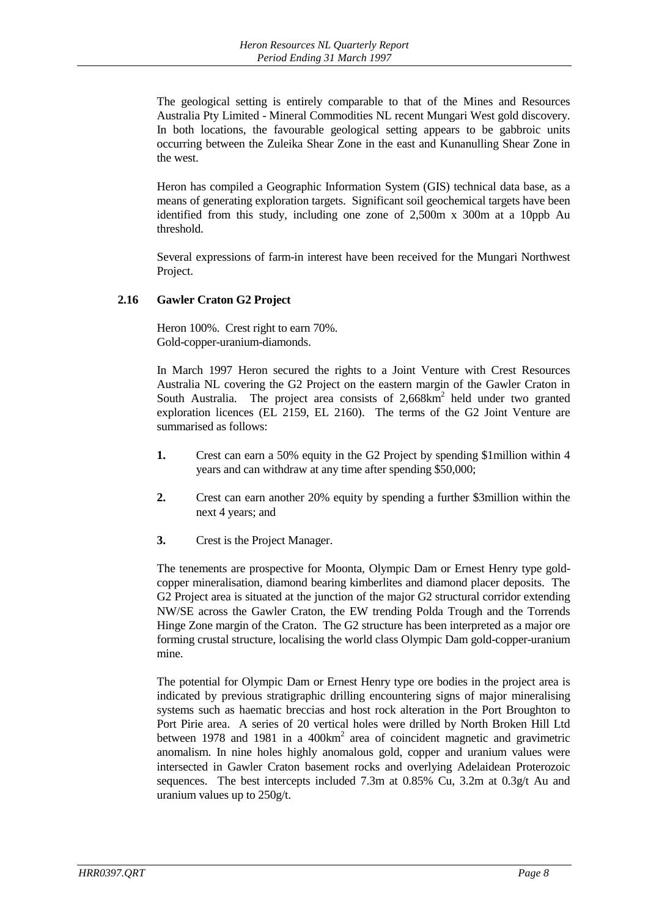The geological setting is entirely comparable to that of the Mines and Resources Australia Pty Limited - Mineral Commodities NL recent Mungari West gold discovery. In both locations, the favourable geological setting appears to be gabbroic units occurring between the Zuleika Shear Zone in the east and Kunanulling Shear Zone in the west.

Heron has compiled a Geographic Information System (GIS) technical data base, as a means of generating exploration targets. Significant soil geochemical targets have been identified from this study, including one zone of 2,500m x 300m at a 10ppb Au threshold.

Several expressions of farm-in interest have been received for the Mungari Northwest Project.

### 2.16 Gawler Craton G2 Project

Heron 100%. Crest right to earn 70%.
Gold-copper-uranium-diamonds.

In March 1997 Heron secured the rights to a Joint Venture with Crest Resources Australia NL covering the G2 Project on the eastern margin of the Gawler Craton in South Australia. The project area consists of 2,668km$^2$ held under two granted exploration licences (EL 2159, EL 2160). The terms of the G2 Joint Venture are summarised as follows:

1. Crest can earn a 50% equity in the G2 Project by spending $1million within 4 years and can withdraw at any time after spending $50,000;
2. Crest can earn another 20% equity by spending a further $3million within the next 4 years; and
3. Crest is the Project Manager.

The tenements are prospective for Moonta, Olympic Dam or Ernest Henry type gold-copper mineralisation, diamond bearing kimberlites and diamond placer deposits. The G2 Project area is situated at the junction of the major G2 structural corridor extending NW/SE across the Gawler Craton, the EW trending Polda Trough and the Torrends Hinge Zone margin of the Craton. The G2 structure has been interpreted as a major ore forming crustal structure, localising the world class Olympic Dam gold-copper-uranium mine.

The potential for Olympic Dam or Ernest Henry type ore bodies in the project area is indicated by previous stratigraphic drilling encountering signs of major mineralising systems such as haematic breccias and host rock alteration in the Port Broughton to Port Pirie area. A series of 20 vertical holes were drilled by North Broken Hill Ltd between 1978 and 1981 in a 400km$^2$ area of coincident magnetic and gravimetric anomalism. In nine holes highly anomalous gold, copper and uranium values were intersected in Gawler Craton basement rocks and overlying Adelaidean Proterozoic sequences. The best intercepts included 7.3m at 0.85% Cu, 3.2m at 0.3g/t Au and uranium values up to 250g/t.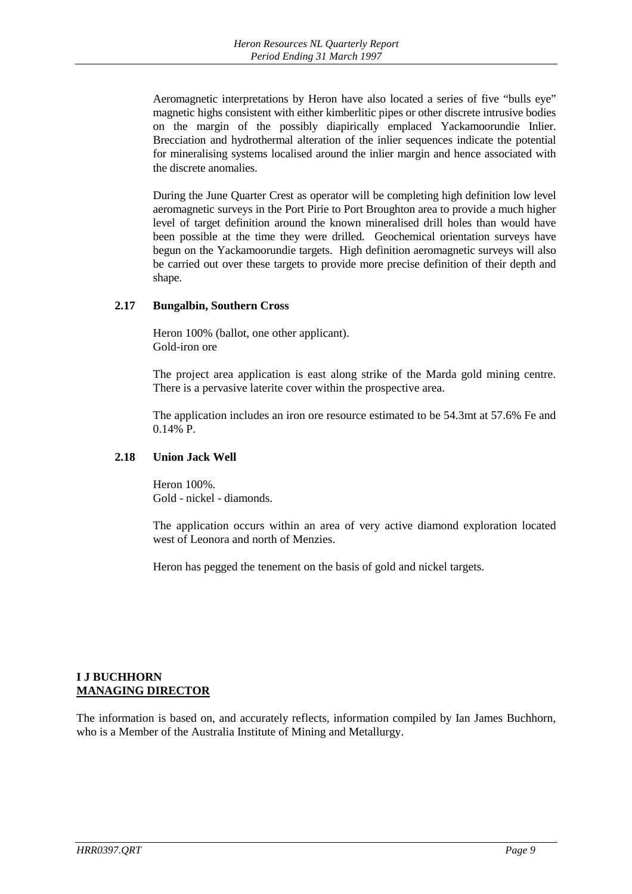Aeromagnetic interpretations by Heron have also located a series of five "bulls eye" magnetic highs consistent with either kimberlitic pipes or other discrete intrusive bodies on the margin of the possibly diapirically emplaced Yackamoorundie Inlier. Brecciation and hydrothermal alteration of the inlier sequences indicate the potential for mineralising systems localised around the inlier margin and hence associated with the discrete anomalies.

During the June Quarter Crest as operator will be completing high definition low level aeromagnetic surveys in the Port Pirie to Port Broughton area to provide a much higher level of target definition around the known mineralised drill holes than would have been possible at the time they were drilled. Geochemical orientation surveys have begun on the Yackamoorundie targets. High definition aeromagnetic surveys will also be carried out over these targets to provide more precise definition of their depth and shape.

### 2.17 Bungalbin, Southern Cross

Heron 100% (ballot, one other applicant).
Gold-iron ore

The project area application is east along strike of the Marda gold mining centre. There is a pervasive laterite cover within the prospective area.

The application includes an iron ore resource estimated to be 54.3mt at 57.6% Fe and 0.14% P.

### 2.18 Union Jack Well

Heron 100%.
Gold - nickel - diamonds.

The application occurs within an area of very active diamond exploration located west of Leonora and north of Menzies.

Heron has pegged the tenement on the basis of gold and nickel targets.

**I J BUCHHORN**
**MANAGING DIRECTOR**

The information is based on, and accurately reflects, information compiled by Ian James Buchhorn, who is a Member of the Australia Institute of Mining and Metallurgy.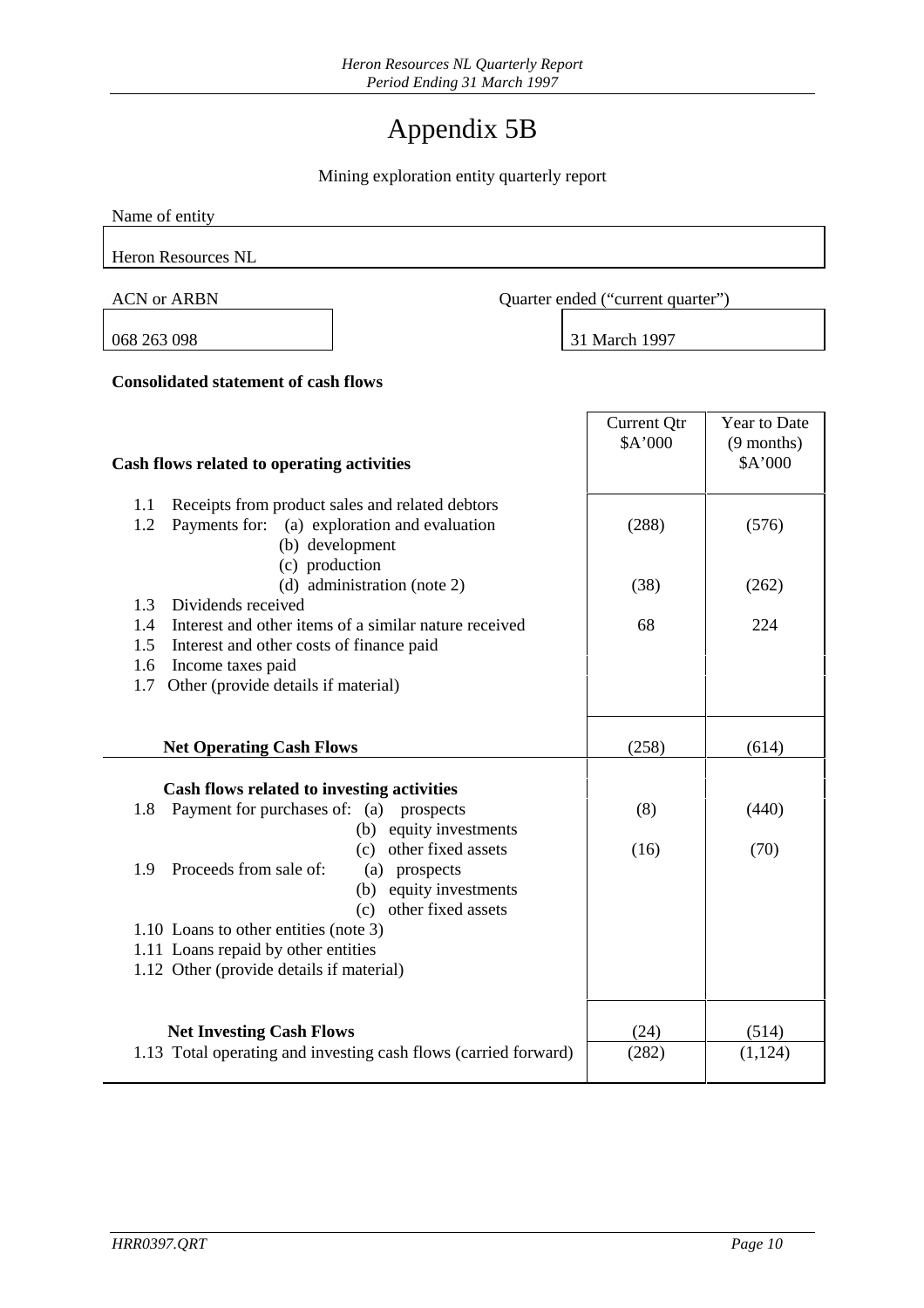# Appendix 5B

Mining exploration entity quarterly report

| Name of entity |
|---|
| Heron Resources NL |

| ACN or ARBN | Quarter ended ("current quarter") |
|---|---|
| 068 263 098 | 31 March 1997 |

**Consolidated statement of cash flows**

| **Cash flows related to operating activities** | Current Qtr $A'000 | Year to Date (9 months) $A'000 |
|---|---|---|
| 1.1 Receipts from product sales and related debtors | | |
| 1.2 Payments for: (a) exploration and evaluation | (288) | (576) |
| (b) development | | |
| (c) production | | |
| (d) administration (note 2) | (38) | (262) |
| 1.3 Dividends received | | |
| 1.4 Interest and other items of a similar nature received | 68 | 224 |
| 1.5 Interest and other costs of finance paid | | |
| 1.6 Income taxes paid | | |
| 1.7 Other (provide details if material) | | |
| **Net Operating Cash Flows** | (258) | (614) |
| **Cash flows related to investing activities** | | |
| 1.8 Payment for purchases of: (a) prospects | (8) | (440) |
| (b) equity investments | | |
| (c) other fixed assets | (16) | (70) |
| 1.9 Proceeds from sale of: (a) prospects | | |
| (b) equity investments | | |
| (c) other fixed assets | | |
| 1.10 Loans to other entities (note 3) | | |
| 1.11 Loans repaid by other entities | | |
| 1.12 Other (provide details if material) | | |
| **Net Investing Cash Flows** | (24) | (514) |
| 1.13 Total operating and investing cash flows (carried forward) | (282) | (1,124) |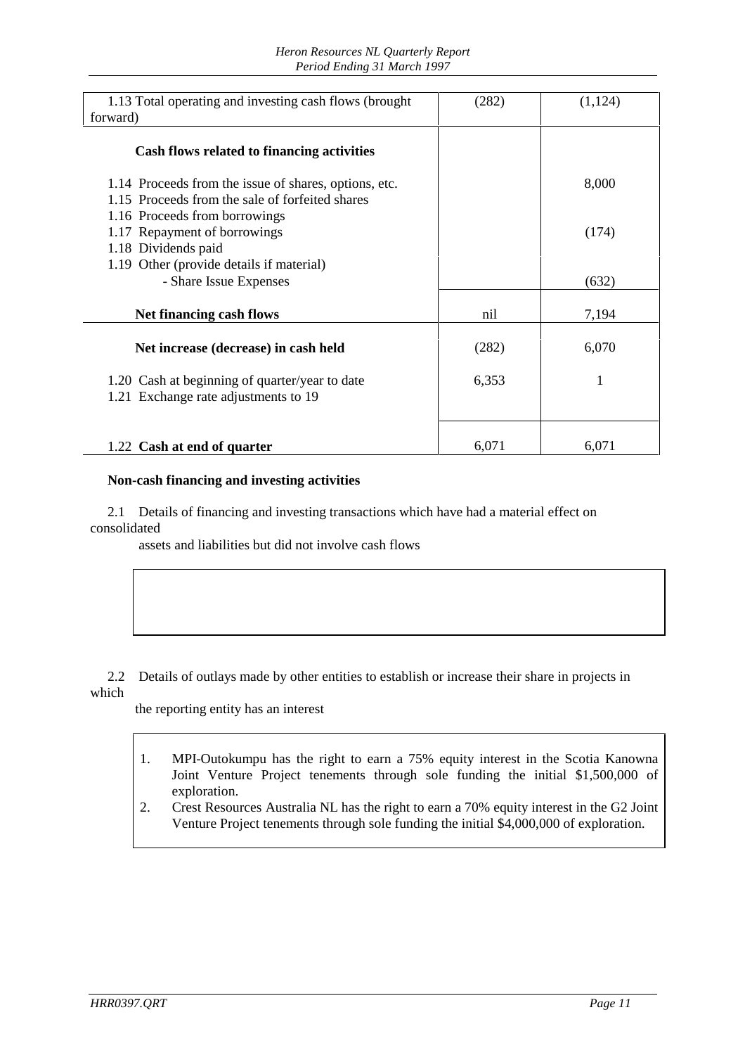| | | |
|---|---|---|
| 1.13 Total operating and investing cash flows (brought forward) | (282) | (1,124) |
| **Cash flows related to financing activities** | | |
| 1.14 Proceeds from the issue of shares, options, etc. | | 8,000 |
| 1.15 Proceeds from the sale of forfeited shares | | |
| 1.16 Proceeds from borrowings | | |
| 1.17 Repayment of borrowings | | (174) |
| 1.18 Dividends paid | | |
| 1.19 Other (provide details if material) | | |
| - Share Issue Expenses | | (632) |
| **Net financing cash flows** | nil | 7,194 |
| **Net increase (decrease) in cash held** | (282) | 6,070 |
| 1.20 Cash at beginning of quarter/year to date | 6,353 | 1 |
| 1.21 Exchange rate adjustments to 19 | | |
| 1.22 **Cash at end of quarter** | 6,071 | 6,071 |

**Non-cash financing and investing activities**

2.1 Details of financing and investing transactions which have had a material effect on consolidated assets and liabilities but did not involve cash flows

2.2 Details of outlays made by other entities to establish or increase their share in projects in which the reporting entity has an interest

1. MPI-Outokumpu has the right to earn a 75% equity interest in the Scotia Kanowna Joint Venture Project tenements through sole funding the initial $1,500,000 of exploration.
2. Crest Resources Australia NL has the right to earn a 70% equity interest in the G2 Joint Venture Project tenements through sole funding the initial $4,000,000 of exploration.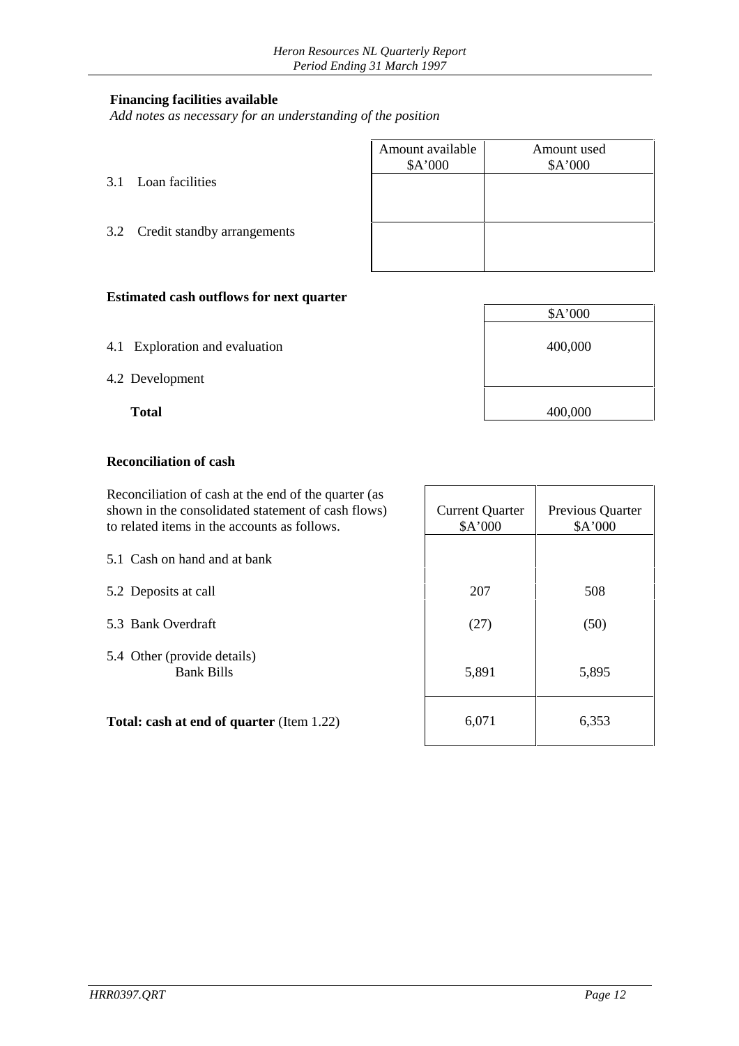**Financing facilities available**

*Add notes as necessary for an understanding of the position*

| | Amount available<br>$A'000 | Amount used<br>$A'000 |
|---|---|---|
| 3.1 Loan facilities | | |
| 3.2 Credit standby arrangements | | |

**Estimated cash outflows for next quarter**

| | $A'000 |
|---|---|
| 4.1 Exploration and evaluation | 400,000 |
| 4.2 Development | |
| **Total** | 400,000 |

**Reconciliation of cash**

| Reconciliation of cash at the end of the quarter (as shown in the consolidated statement of cash flows) to related items in the accounts as follows. | Current Quarter<br>$A'000 | Previous Quarter<br>$A'000 |
|---|---|---|
| 5.1 Cash on hand and at bank | | |
| 5.2 Deposits at call | 207 | 508 |
| 5.3 Bank Overdraft | (27) | (50) |
| 5.4 Other (provide details)<br>Bank Bills | 5,891 | 5,895 |
| **Total: cash at end of quarter** (Item 1.22) | 6,071 | 6,353 |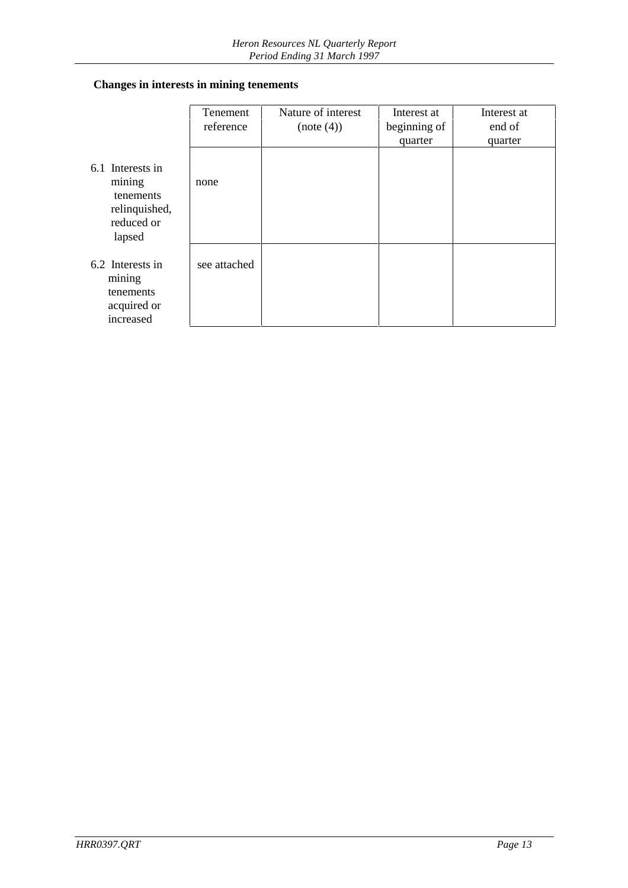**Changes in interests in mining tenements**

| | Tenement reference | Nature of interest (note (4)) | Interest at beginning of quarter | Interest at end of quarter |
|---|---|---|---|---|
| 6.1 Interests in mining tenements relinquished, reduced or lapsed | none | | | |
| 6.2 Interests in mining tenements acquired or increased | see attached | | | |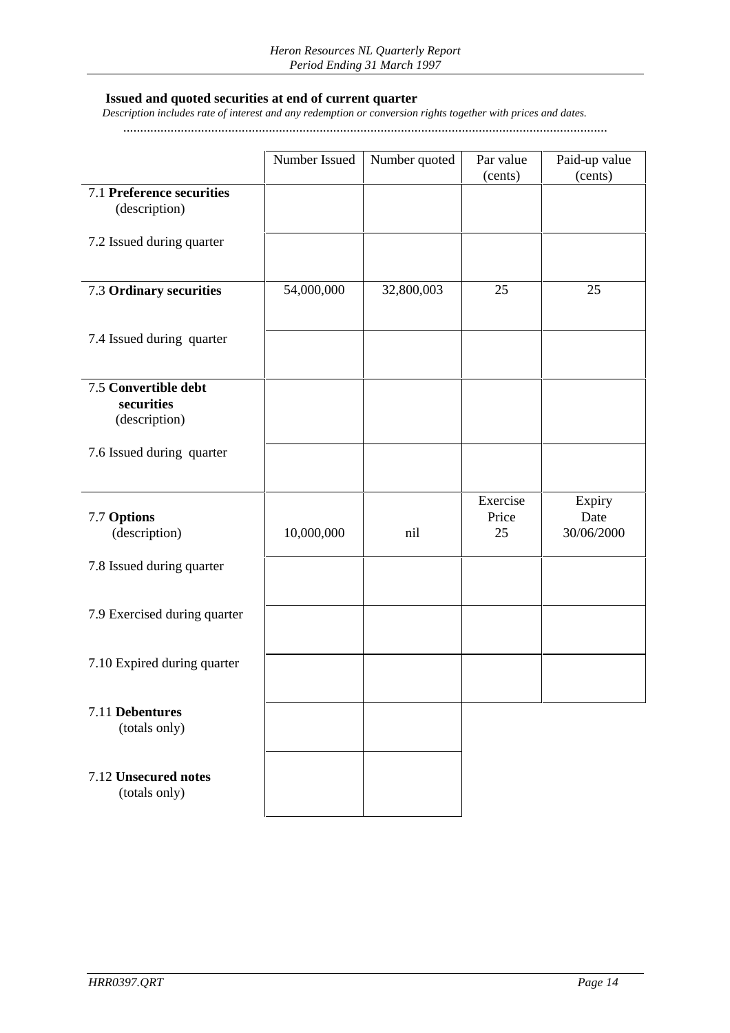**Issued and quoted securities at end of current quarter**

*Description includes rate of interest and any redemption or conversion rights together with prices and dates.*

.............................................................................................................................................

| | Number Issued | Number quoted | Par value (cents) | Paid-up value (cents) |
|---|---|---|---|---|
| 7.1 **Preference securities** (description) | | | | |
| 7.2 Issued during quarter | | | | |
| 7.3 **Ordinary securities** | 54,000,000 | 32,800,003 | 25 | 25 |
| 7.4 Issued during quarter | | | | |
| 7.5 **Convertible debt securities** (description) | | | | |
| 7.6 Issued during quarter | | | | |
| 7.7 **Options** (description) | 10,000,000 | nil | Exercise Price 25 | Expiry Date 30/06/2000 |
| 7.8 Issued during quarter | | | | |
| 7.9 Exercised during quarter | | | | |
| 7.10 Expired during quarter | | | | |
| 7.11 **Debentures** (totals only) | | | | |
| 7.12 **Unsecured notes** (totals only) | | | | |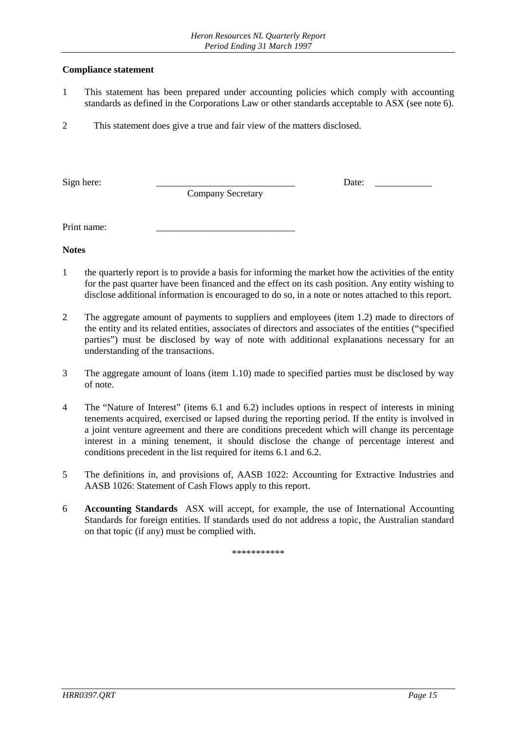**Compliance statement**

1. This statement has been prepared under accounting policies which comply with accounting standards as defined in the Corporations Law or other standards acceptable to ASX (see note 6).

2. This statement does give a true and fair view of the matters disclosed.

Sign here: ______________________________ Date: ____________
Company Secretary

Print name: ______________________________

**Notes**

1. the quarterly report is to provide a basis for informing the market how the activities of the entity for the past quarter have been financed and the effect on its cash position. Any entity wishing to disclose additional information is encouraged to do so, in a note or notes attached to this report.

2. The aggregate amount of payments to suppliers and employees (item 1.2) made to directors of the entity and its related entities, associates of directors and associates of the entities ("specified parties") must be disclosed by way of note with additional explanations necessary for an understanding of the transactions.

3. The aggregate amount of loans (item 1.10) made to specified parties must be disclosed by way of note.

4. The "Nature of Interest" (items 6.1 and 6.2) includes options in respect of interests in mining tenements acquired, exercised or lapsed during the reporting period. If the entity is involved in a joint venture agreement and there are conditions precedent which will change its percentage interest in a mining tenement, it should disclose the change of percentage interest and conditions precedent in the list required for items 6.1 and 6.2.

5. The definitions in, and provisions of, AASB 1022: Accounting for Extractive Industries and AASB 1026: Statement of Cash Flows apply to this report.

6. **Accounting Standards** ASX will accept, for example, the use of International Accounting Standards for foreign entities. If standards used do not address a topic, the Australian standard on that topic (if any) must be complied with.

***********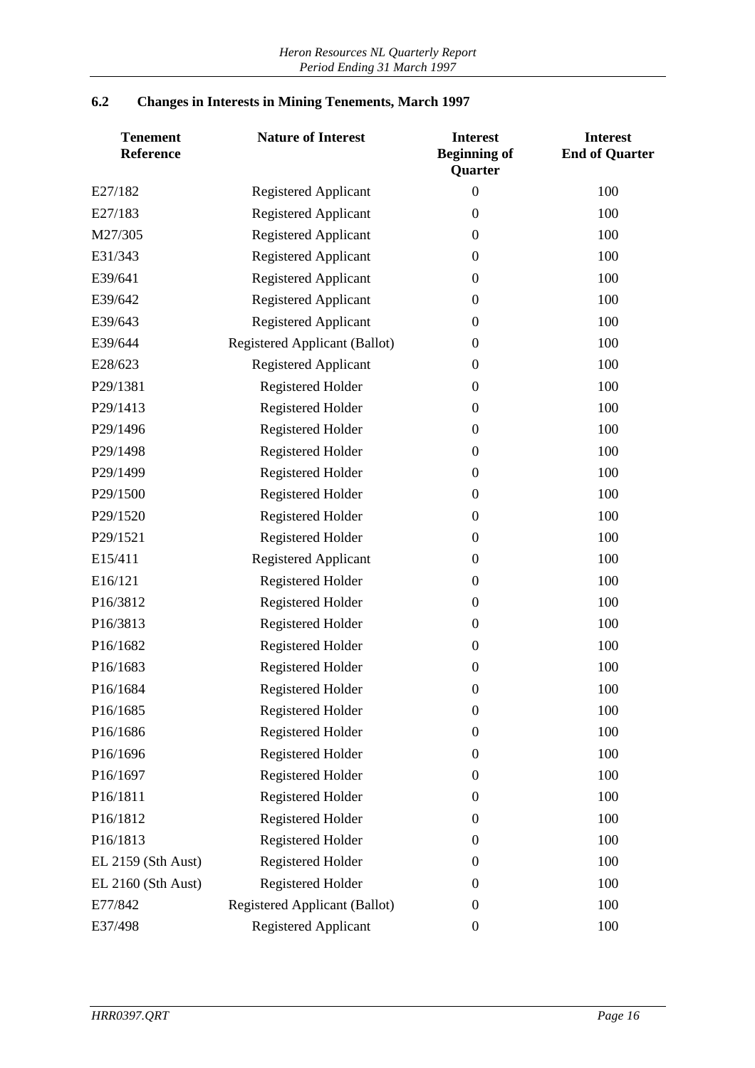### 6.2 Changes in Interests in Mining Tenements, March 1997

| Tenement Reference | Nature of Interest | Interest Beginning of Quarter | Interest End of Quarter |
|---|---|---|---|
| E27/182 | Registered Applicant | 0 | 100 |
| E27/183 | Registered Applicant | 0 | 100 |
| M27/305 | Registered Applicant | 0 | 100 |
| E31/343 | Registered Applicant | 0 | 100 |
| E39/641 | Registered Applicant | 0 | 100 |
| E39/642 | Registered Applicant | 0 | 100 |
| E39/643 | Registered Applicant | 0 | 100 |
| E39/644 | Registered Applicant (Ballot) | 0 | 100 |
| E28/623 | Registered Applicant | 0 | 100 |
| P29/1381 | Registered Holder | 0 | 100 |
| P29/1413 | Registered Holder | 0 | 100 |
| P29/1496 | Registered Holder | 0 | 100 |
| P29/1498 | Registered Holder | 0 | 100 |
| P29/1499 | Registered Holder | 0 | 100 |
| P29/1500 | Registered Holder | 0 | 100 |
| P29/1520 | Registered Holder | 0 | 100 |
| P29/1521 | Registered Holder | 0 | 100 |
| E15/411 | Registered Applicant | 0 | 100 |
| E16/121 | Registered Holder | 0 | 100 |
| P16/3812 | Registered Holder | 0 | 100 |
| P16/3813 | Registered Holder | 0 | 100 |
| P16/1682 | Registered Holder | 0 | 100 |
| P16/1683 | Registered Holder | 0 | 100 |
| P16/1684 | Registered Holder | 0 | 100 |
| P16/1685 | Registered Holder | 0 | 100 |
| P16/1686 | Registered Holder | 0 | 100 |
| P16/1696 | Registered Holder | 0 | 100 |
| P16/1697 | Registered Holder | 0 | 100 |
| P16/1811 | Registered Holder | 0 | 100 |
| P16/1812 | Registered Holder | 0 | 100 |
| P16/1813 | Registered Holder | 0 | 100 |
| EL 2159 (Sth Aust) | Registered Holder | 0 | 100 |
| EL 2160 (Sth Aust) | Registered Holder | 0 | 100 |
| E77/842 | Registered Applicant (Ballot) | 0 | 100 |
| E37/498 | Registered Applicant | 0 | 100 |